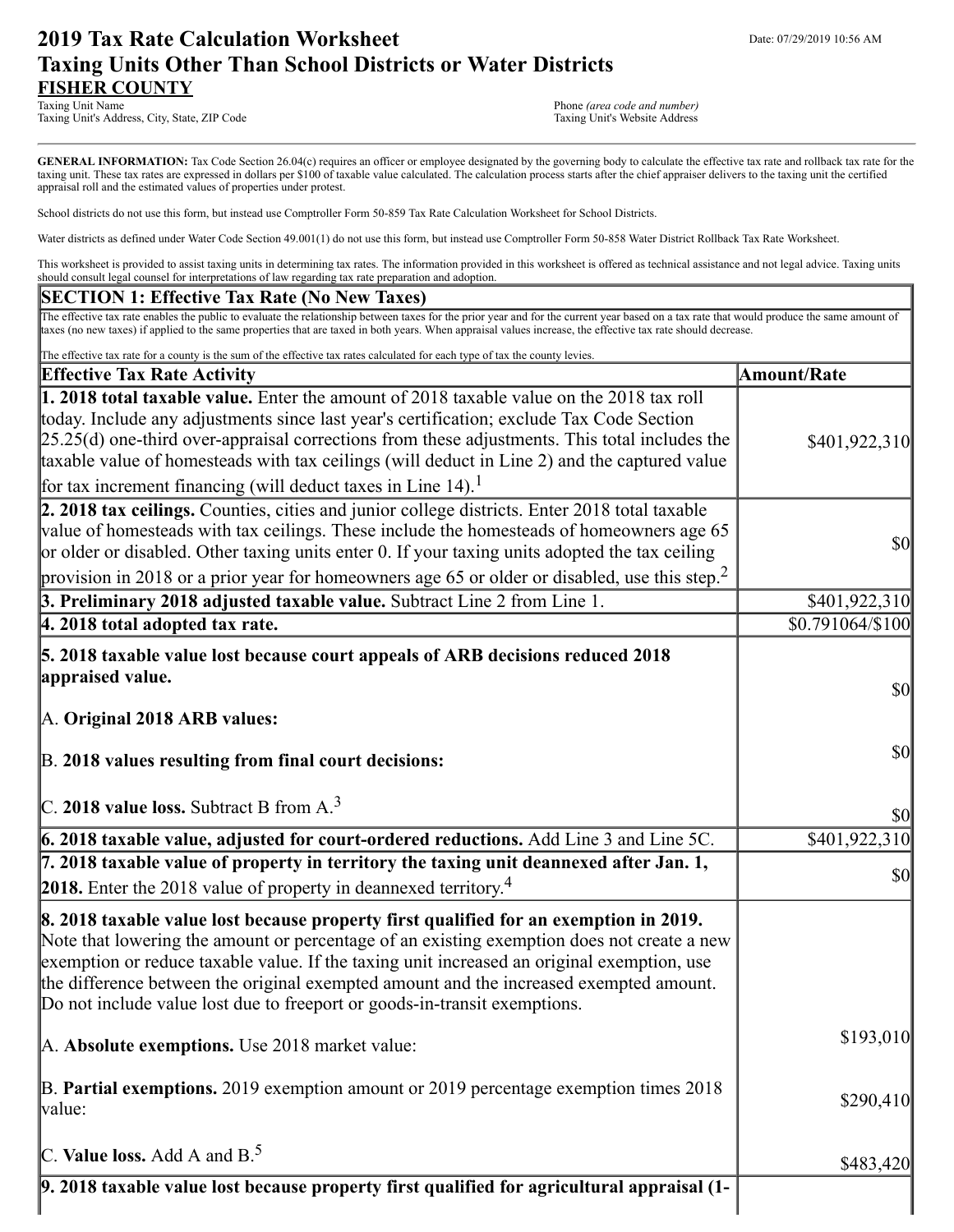# 2019 Tax Rate Calculation Worksheet
## Taxing Units Other Than School Districts or Water Districts

Date: 07/29/2019 10:56 AM

**FISHER COUNTY**

Taxing Unit Name
Taxing Unit's Address, City, State, ZIP Code

Phone *(area code and number)*
Taxing Unit's Website Address

**GENERAL INFORMATION:** Tax Code Section 26.04(c) requires an officer or employee designated by the governing body to calculate the effective tax rate and rollback tax rate for the taxing unit. These tax rates are expressed in dollars per $100 of taxable value calculated. The calculation process starts after the chief appraiser delivers to the taxing unit the certified appraisal roll and the estimated values of properties under protest.

School districts do not use this form, but instead use Comptroller Form 50-859 Tax Rate Calculation Worksheet for School Districts.

Water districts as defined under Water Code Section 49.001(1) do not use this form, but instead use Comptroller Form 50-858 Water District Rollback Tax Rate Worksheet.

This worksheet is provided to assist taxing units in determining tax rates. The information provided in this worksheet is offered as technical assistance and not legal advice. Taxing units should consult legal counsel for interpretations of law regarding tax rate preparation and adoption.

### SECTION 1: Effective Tax Rate (No New Taxes)

The effective tax rate enables the public to evaluate the relationship between taxes for the prior year and for the current year based on a tax rate that would produce the same amount of taxes (no new taxes) if applied to the same properties that are taxed in both years. When appraisal values increase, the effective tax rate should decrease.

The effective tax rate for a county is the sum of the effective tax rates calculated for each type of tax the county levies.

| Effective Tax Rate Activity | Amount/Rate |
|---|---|
| **1. 2018 total taxable value.** Enter the amount of 2018 taxable value on the 2018 tax roll today. Include any adjustments since last year's certification; exclude Tax Code Section 25.25(d) one-third over-appraisal corrections from these adjustments. This total includes the taxable value of homesteads with tax ceilings (will deduct in Line 2) and the captured value for tax increment financing (will deduct taxes in Line 14).[1] | $401,922,310 |
| **2. 2018 tax ceilings.** Counties, cities and junior college districts. Enter 2018 total taxable value of homesteads with tax ceilings. These include the homesteads of homeowners age 65 or older or disabled. Other taxing units enter 0. If your taxing units adopted the tax ceiling provision in 2018 or a prior year for homeowners age 65 or older or disabled, use this step.[2] | $0 |
| **3. Preliminary 2018 adjusted taxable value.** Subtract Line 2 from Line 1. | $401,922,310 |
| **4. 2018 total adopted tax rate.** | $0.791064/$100 |
| **5. 2018 taxable value lost because court appeals of ARB decisions reduced 2018 appraised value.** | |
| A. **Original 2018 ARB values:** | $0 |
| B. **2018 values resulting from final court decisions:** | $0 |
| C. **2018 value loss.** Subtract B from A.[3] | $0 |
| **6. 2018 taxable value, adjusted for court-ordered reductions.** Add Line 3 and Line 5C. | $401,922,310 |
| **7. 2018 taxable value of property in territory the taxing unit deannexed after Jan. 1, 2018.** Enter the 2018 value of property in deannexed territory.[4] | $0 |
| **8. 2018 taxable value lost because property first qualified for an exemption in 2019.** Note that lowering the amount or percentage of an existing exemption does not create a new exemption or reduce taxable value. If the taxing unit increased an original exemption, use the difference between the original exempted amount and the increased exempted amount. Do not include value lost due to freeport or goods-in-transit exemptions. | |
| A. **Absolute exemptions.** Use 2018 market value: | $193,010 |
| B. **Partial exemptions.** 2019 exemption amount or 2019 percentage exemption times 2018 value: | $290,410 |
| C. **Value loss.** Add A and B.[5] | $483,420 |
| **9. 2018 taxable value lost because property first qualified for agricultural appraisal (1-** | |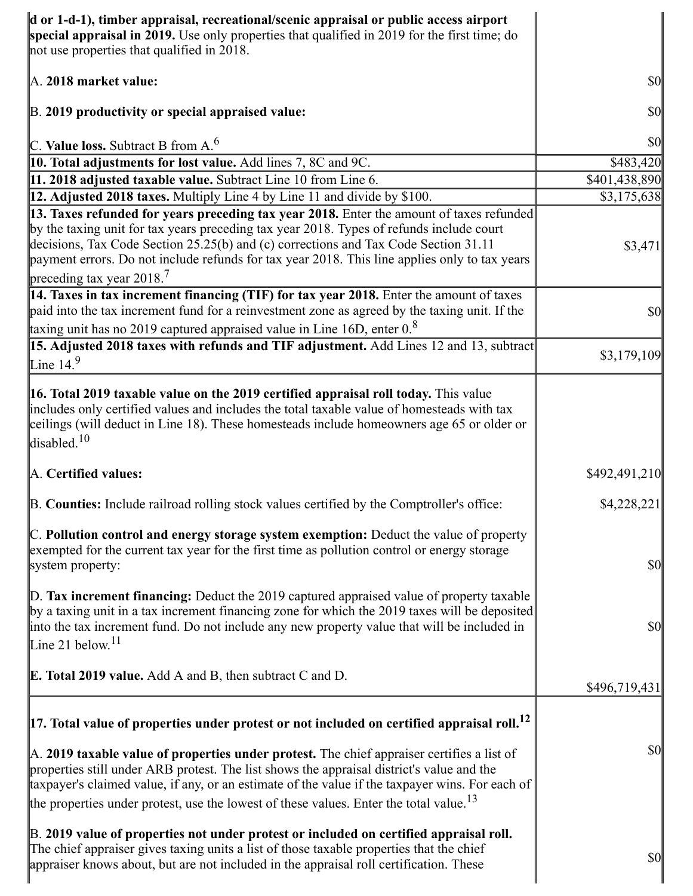| | |
|---|---|
| d or 1-d-1), timber appraisal, recreational/scenic appraisal or public access airport special appraisal in 2019. Use only properties that qualified in 2019 for the first time; do not use properties that qualified in 2018.<br><br>A. **2018 market value:**<br><br>B. **2019 productivity or special appraised value:**<br><br>C. **Value loss.** Subtract B from A.[6] | <br><br><br>$0<br><br>$0<br><br>$0 |
| **10. Total adjustments for lost value.** Add lines 7, 8C and 9C. | $483,420 |
| **11. 2018 adjusted taxable value.** Subtract Line 10 from Line 6. | $401,438,890 |
| **12. Adjusted 2018 taxes.** Multiply Line 4 by Line 11 and divide by $100. | $3,175,638 |
| **13. Taxes refunded for years preceding tax year 2018.** Enter the amount of taxes refunded by the taxing unit for tax years preceding tax year 2018. Types of refunds include court decisions, Tax Code Section 25.25(b) and (c) corrections and Tax Code Section 31.11 payment errors. Do not include refunds for tax year 2018. This line applies only to tax years preceding tax year 2018.[7] | $3,471 |
| **14. Taxes in tax increment financing (TIF) for tax year 2018.** Enter the amount of taxes paid into the tax increment fund for a reinvestment zone as agreed by the taxing unit. If the taxing unit has no 2019 captured appraised value in Line 16D, enter 0.[8] | $0 |
| **15. Adjusted 2018 taxes with refunds and TIF adjustment.** Add Lines 12 and 13, subtract Line 14.[9] | $3,179,109 |
| **16. Total 2019 taxable value on the 2019 certified appraisal roll today.** This value includes only certified values and includes the total taxable value of homesteads with tax ceilings (will deduct in Line 18). These homesteads include homeowners age 65 or older or disabled.[10]<br><br>A. **Certified values:**<br><br>B. **Counties:** Include railroad rolling stock values certified by the Comptroller's office:<br><br>C. **Pollution control and energy storage system exemption:** Deduct the value of property exempted for the current tax year for the first time as pollution control or energy storage system property:<br><br>D. **Tax increment financing:** Deduct the 2019 captured appraised value of property taxable by a taxing unit in a tax increment financing zone for which the 2019 taxes will be deposited into the tax increment fund. Do not include any new property value that will be included in Line 21 below.[11]<br><br>E. **Total 2019 value.** Add A and B, then subtract C and D. | <br><br><br><br><br>$492,491,210<br><br>$4,228,221<br><br>$0<br><br>$0<br><br>$496,719,431 |
| **17. Total value of properties under protest or not included on certified appraisal roll.**[12]<br><br>A. **2019 taxable value of properties under protest.** The chief appraiser certifies a list of properties still under ARB protest. The list shows the appraisal district's value and the taxpayer's claimed value, if any, or an estimate of the value if the taxpayer wins. For each of the properties under protest, use the lowest of these values. Enter the total value.[13]<br><br>B. **2019 value of properties not under protest or included on certified appraisal roll.** The chief appraiser gives taxing units a list of those taxable properties that the chief appraiser knows about, but are not included in the appraisal roll certification. These | <br><br>$0<br><br>$0 |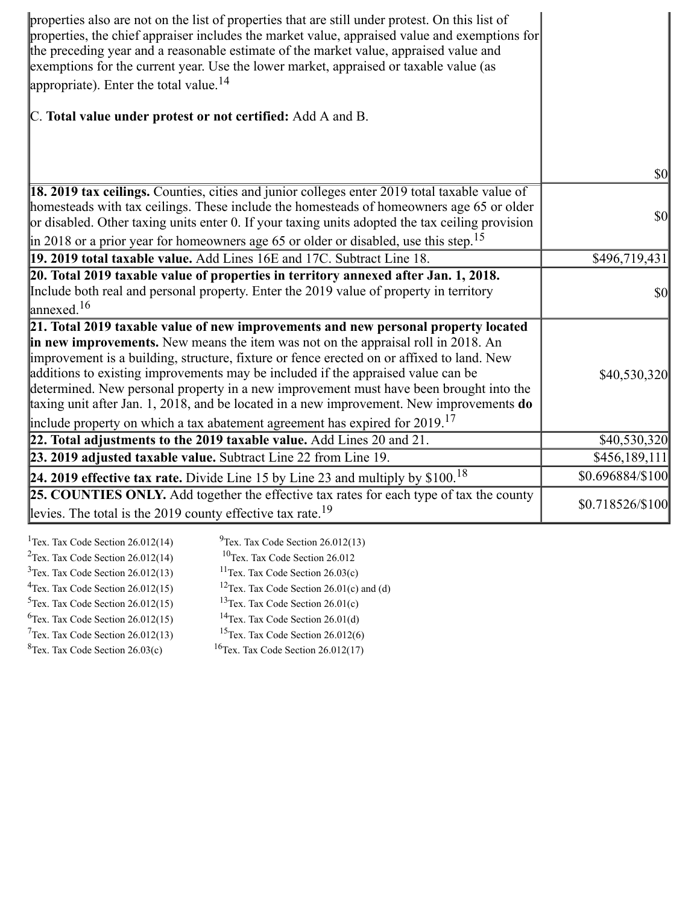| | |
|---|---|
| properties also are not on the list of properties that are still under protest. On this list of properties, the chief appraiser includes the market value, appraised value and exemptions for the preceding year and a reasonable estimate of the market value, appraised value and exemptions for the current year. Use the lower market, appraised or taxable value (as appropriate). Enter the total value.[14]<br><br>C. **Total value under protest or not certified:** Add A and B. | $0 |
| **18. 2019 tax ceilings.** Counties, cities and junior colleges enter 2019 total taxable value of homesteads with tax ceilings. These include the homesteads of homeowners age 65 or older or disabled. Other taxing units enter 0. If your taxing units adopted the tax ceiling provision in 2018 or a prior year for homeowners age 65 or older or disabled, use this step.[15] | $0 |
| **19. 2019 total taxable value.** Add Lines 16E and 17C. Subtract Line 18. | $496,719,431 |
| **20. Total 2019 taxable value of properties in territory annexed after Jan. 1, 2018.** Include both real and personal property. Enter the 2019 value of property in territory annexed.[16] | $0 |
| **21. Total 2019 taxable value of new improvements and new personal property located in new improvements.** New means the item was not on the appraisal roll in 2018. An improvement is a building, structure, fixture or fence erected on or affixed to land. New additions to existing improvements may be included if the appraised value can be determined. New personal property in a new improvement must have been brought into the taxing unit after Jan. 1, 2018, and be located in a new improvement. New improvements **do** include property on which a tax abatement agreement has expired for 2019.[17] | $40,530,320 |
| **22. Total adjustments to the 2019 taxable value.** Add Lines 20 and 21. | $40,530,320 |
| **23. 2019 adjusted taxable value.** Subtract Line 22 from Line 19. | $456,189,111 |
| **24. 2019 effective tax rate.** Divide Line 15 by Line 23 and multiply by $100.[18] | $0.696884/$100 |
| **25. COUNTIES ONLY.** Add together the effective tax rates for each type of tax the county levies. The total is the 2019 county effective tax rate.[19] | $0.718526/$100 |

[1]Tex. Tax Code Section 26.012(14)
[2]Tex. Tax Code Section 26.012(14)
[3]Tex. Tax Code Section 26.012(13)
[4]Tex. Tax Code Section 26.012(15)
[5]Tex. Tax Code Section 26.012(15)
[6]Tex. Tax Code Section 26.012(15)
[7]Tex. Tax Code Section 26.012(13)
[8]Tex. Tax Code Section 26.03(c)
[9]Tex. Tax Code Section 26.012(13)
[10]Tex. Tax Code Section 26.012
[11]Tex. Tax Code Section 26.03(c)
[12]Tex. Tax Code Section 26.01(c) and (d)
[13]Tex. Tax Code Section 26.01(c)
[14]Tex. Tax Code Section 26.01(d)
[15]Tex. Tax Code Section 26.012(6)
[16]Tex. Tax Code Section 26.012(17)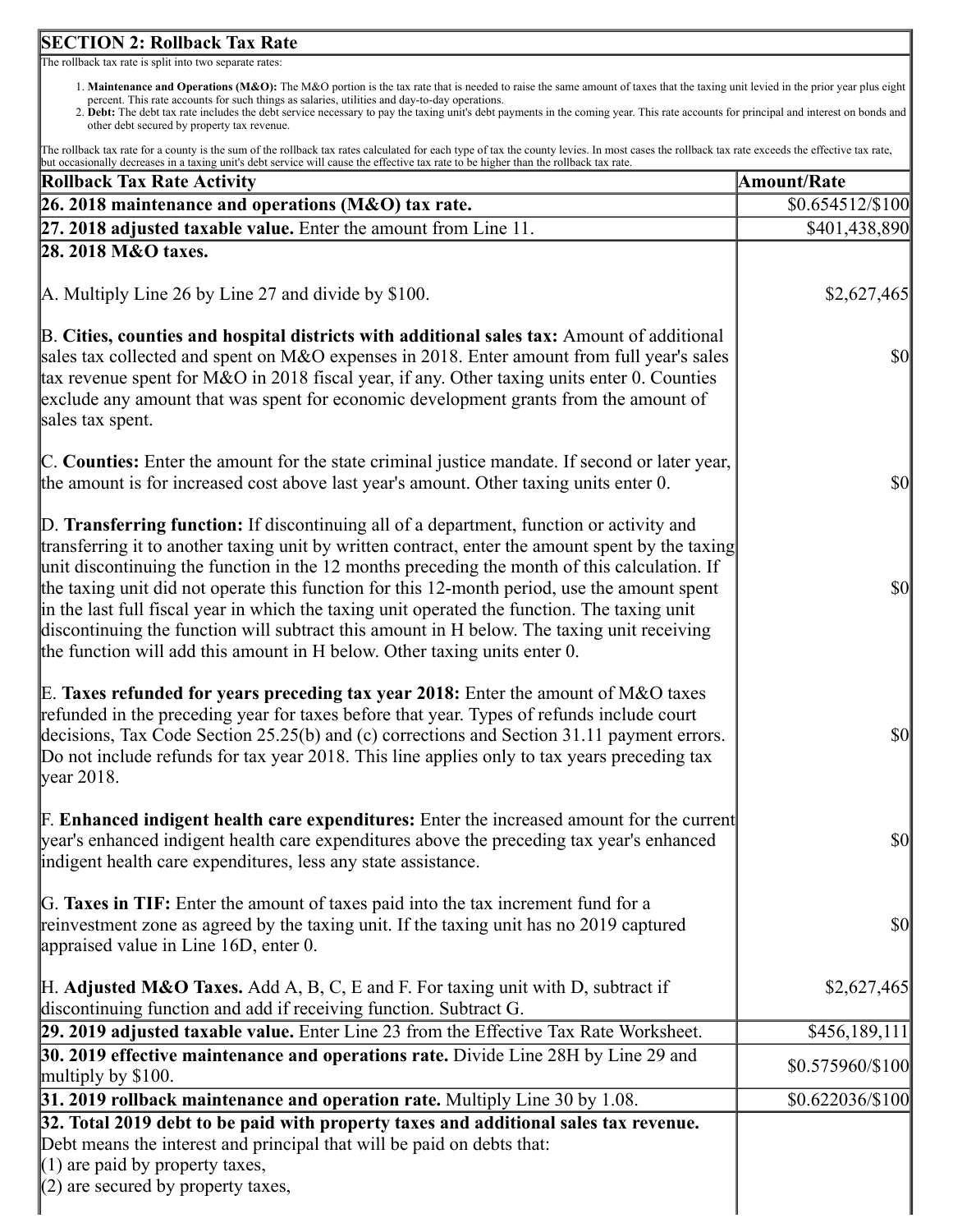## SECTION 2: Rollback Tax Rate

The rollback tax rate is split into two separate rates:

1. **Maintenance and Operations (M&O):** The M&O portion is the tax rate that is needed to raise the same amount of taxes that the taxing unit levied in the prior year plus eight percent. This rate accounts for such things as salaries, utilities and day-to-day operations.
2. **Debt:** The debt tax rate includes the debt service necessary to pay the taxing unit's debt payments in the coming year. This rate accounts for principal and interest on bonds and other debt secured by property tax revenue.

The rollback tax rate for a county is the sum of the rollback tax rates calculated for each type of tax the county levies. In most cases the rollback tax rate exceeds the effective tax rate, but occasionally decreases in a taxing unit's debt service will cause the effective tax rate to be higher than the rollback tax rate.

| Rollback Tax Rate Activity | Amount/Rate |
|---|---|
| **26. 2018 maintenance and operations (M&O) tax rate.** | $0.654512/$100 |
| **27. 2018 adjusted taxable value.** Enter the amount from Line 11. | $401,438,890 |
| **28. 2018 M&O taxes.** | |
| A. Multiply Line 26 by Line 27 and divide by $100. | $2,627,465 |
| B. **Cities, counties and hospital districts with additional sales tax:** Amount of additional sales tax collected and spent on M&O expenses in 2018. Enter amount from full year's sales tax revenue spent for M&O in 2018 fiscal year, if any. Other taxing units enter 0. Counties exclude any amount that was spent for economic development grants from the amount of sales tax spent. | $0 |
| C. **Counties:** Enter the amount for the state criminal justice mandate. If second or later year, the amount is for increased cost above last year's amount. Other taxing units enter 0. | $0 |
| D. **Transferring function:** If discontinuing all of a department, function or activity and transferring it to another taxing unit by written contract, enter the amount spent by the taxing unit discontinuing the function in the 12 months preceding the month of this calculation. If the taxing unit did not operate this function for this 12-month period, use the amount spent in the last full fiscal year in which the taxing unit operated the function. The taxing unit discontinuing the function will subtract this amount in H below. The taxing unit receiving the function will add this amount in H below. Other taxing units enter 0. | $0 |
| E. **Taxes refunded for years preceding tax year 2018:** Enter the amount of M&O taxes refunded in the preceding year for taxes before that year. Types of refunds include court decisions, Tax Code Section 25.25(b) and (c) corrections and Section 31.11 payment errors. Do not include refunds for tax year 2018. This line applies only to tax years preceding tax year 2018. | $0 |
| F. **Enhanced indigent health care expenditures:** Enter the increased amount for the current year's enhanced indigent health care expenditures above the preceding tax year's enhanced indigent health care expenditures, less any state assistance. | $0 |
| G. **Taxes in TIF:** Enter the amount of taxes paid into the tax increment fund for a reinvestment zone as agreed by the taxing unit. If the taxing unit has no 2019 captured appraised value in Line 16D, enter 0. | $0 |
| H. **Adjusted M&O Taxes.** Add A, B, C, E and F. For taxing unit with D, subtract if discontinuing function and add if receiving function. Subtract G. | $2,627,465 |
| **29. 2019 adjusted taxable value.** Enter Line 23 from the Effective Tax Rate Worksheet. | $456,189,111 |
| **30. 2019 effective maintenance and operations rate.** Divide Line 28H by Line 29 and multiply by $100. | $0.575960/$100 |
| **31. 2019 rollback maintenance and operation rate.** Multiply Line 30 by 1.08. | $0.622036/$100 |
| **32. Total 2019 debt to be paid with property taxes and additional sales tax revenue.** Debt means the interest and principal that will be paid on debts that:<br>(1) are paid by property taxes,<br>(2) are secured by property taxes, | |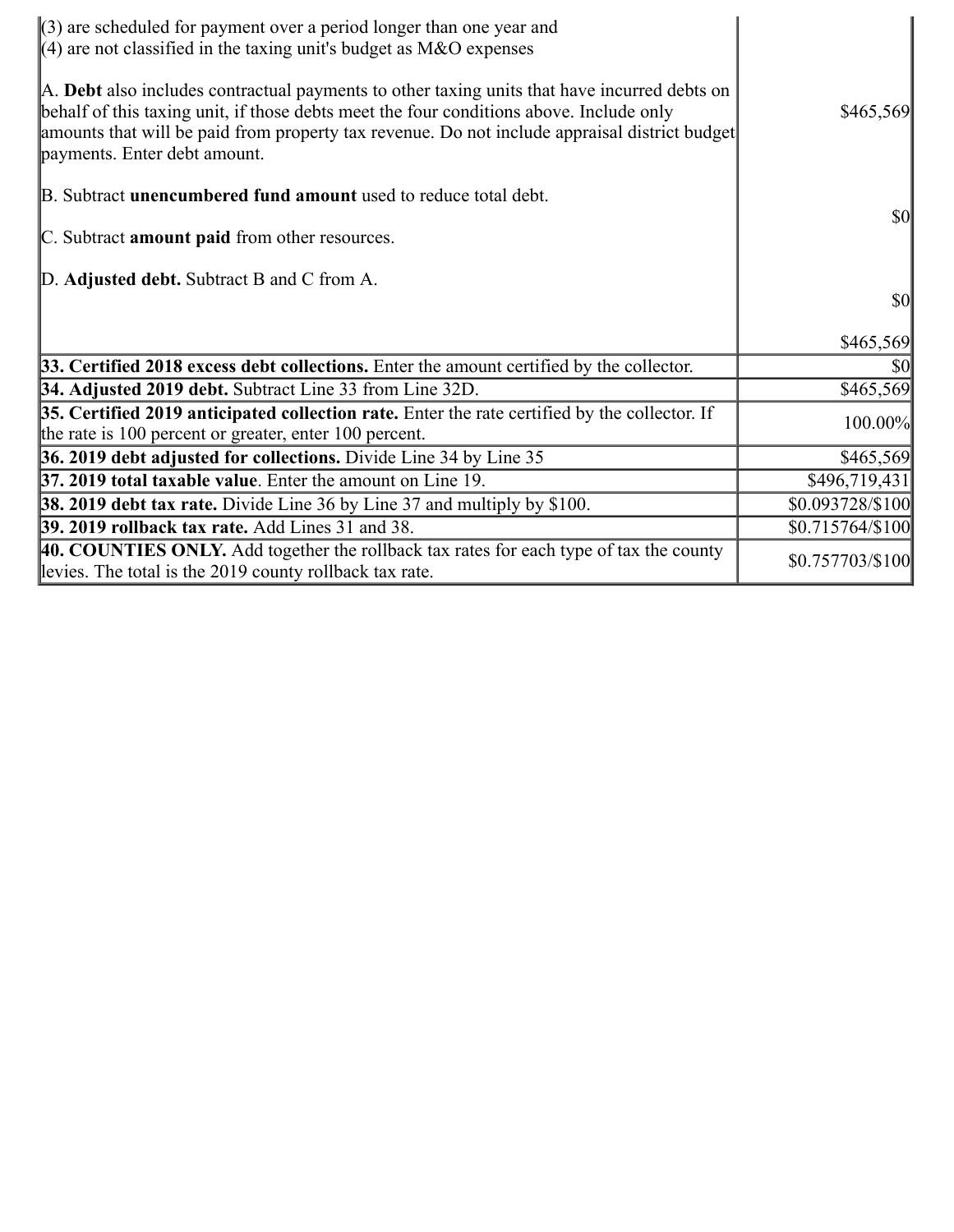| | |
|---|---|
| (3) are scheduled for payment over a period longer than one year and<br>(4) are not classified in the taxing unit's budget as M&O expenses<br><br>A. **Debt** also includes contractual payments to other taxing units that have incurred debts on behalf of this taxing unit, if those debts meet the four conditions above. Include only amounts that will be paid from property tax revenue. Do not include appraisal district budget payments. Enter debt amount.<br><br>B. Subtract **unencumbered fund amount** used to reduce total debt.<br><br>C. Subtract **amount paid** from other resources.<br><br>D. **Adjusted debt.** Subtract B and C from A. | $465,569<br><br>$0<br><br>$0<br><br>$465,569 |
| **33. Certified 2018 excess debt collections.** Enter the amount certified by the collector. | $0 |
| **34. Adjusted 2019 debt.** Subtract Line 33 from Line 32D. | $465,569 |
| **35. Certified 2019 anticipated collection rate.** Enter the rate certified by the collector. If the rate is 100 percent or greater, enter 100 percent. | 100.00% |
| **36. 2019 debt adjusted for collections.** Divide Line 34 by Line 35 | $465,569 |
| **37. 2019 total taxable value**. Enter the amount on Line 19. | $496,719,431 |
| **38. 2019 debt tax rate.** Divide Line 36 by Line 37 and multiply by $100. | $0.093728/$100 |
| **39. 2019 rollback tax rate.** Add Lines 31 and 38. | $0.715764/$100 |
| **40. COUNTIES ONLY.** Add together the rollback tax rates for each type of tax the county levies. The total is the 2019 county rollback tax rate. | $0.757703/$100 |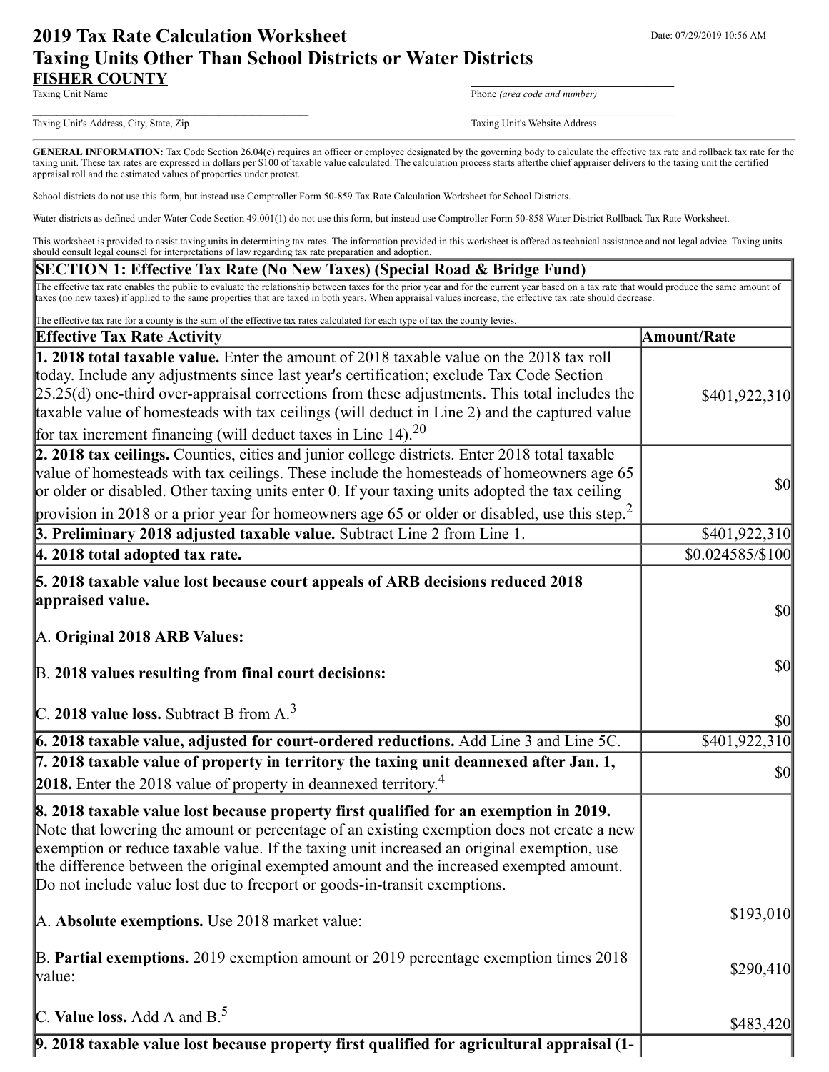# 2019 Tax Rate Calculation Worksheet
## Taxing Units Other Than School Districts or Water Districts

Date: 07/29/2019 10:56 AM

**FISHER COUNTY**
Taxing Unit Name

Phone *(area code and number)*

Taxing Unit's Address, City, State, Zip

Taxing Unit's Website Address

**GENERAL INFORMATION:** Tax Code Section 26.04(c) requires an officer or employee designated by the governing body to calculate the effective tax rate and rollback tax rate for the taxing unit. These tax rates are expressed in dollars per $100 of taxable value calculated. The calculation process starts afterthe chief appraiser delivers to the taxing unit the certified appraisal roll and the estimated values of properties under protest.

School districts do not use this form, but instead use Comptroller Form 50-859 Tax Rate Calculation Worksheet for School Districts.

Water districts as defined under Water Code Section 49.001(1) do not use this form, but instead use Comptroller Form 50-858 Water District Rollback Tax Rate Worksheet.

This worksheet is provided to assist taxing units in determining tax rates. The information provided in this worksheet is offered as technical assistance and not legal advice. Taxing units should consult legal counsel for interpretations of law regarding tax rate preparation and adoption.

### SECTION 1: Effective Tax Rate (No New Taxes) (Special Road & Bridge Fund)

The effective tax rate enables the public to evaluate the relationship between taxes for the prior year and for the current year based on a tax rate that would produce the same amount of taxes (no new taxes) if applied to the same properties that are taxed in both years. When appraisal values increase, the effective tax rate should decrease.

The effective tax rate for a county is the sum of the effective tax rates calculated for each type of tax the county levies.

| Effective Tax Rate Activity | Amount/Rate |
|---|---|
| **1. 2018 total taxable value.** Enter the amount of 2018 taxable value on the 2018 tax roll today. Include any adjustments since last year's certification; exclude Tax Code Section 25.25(d) one-third over-appraisal corrections from these adjustments. This total includes the taxable value of homesteads with tax ceilings (will deduct in Line 2) and the captured value for tax increment financing (will deduct taxes in Line 14).[20] | $401,922,310 |
| **2. 2018 tax ceilings.** Counties, cities and junior college districts. Enter 2018 total taxable value of homesteads with tax ceilings. These include the homesteads of homeowners age 65 or older or disabled. Other taxing units enter 0. If your taxing units adopted the tax ceiling provision in 2018 or a prior year for homeowners age 65 or older or disabled, use this step.[2] | $0 |
| **3. Preliminary 2018 adjusted taxable value.** Subtract Line 2 from Line 1. | $401,922,310 |
| **4. 2018 total adopted tax rate.** | $0.024585/$100 |
| **5. 2018 taxable value lost because court appeals of ARB decisions reduced 2018 appraised value.** | |
| A. **Original 2018 ARB Values:** | $0 |
| B. **2018 values resulting from final court decisions:** | $0 |
| C. **2018 value loss.** Subtract B from A.[3] | $0 |
| **6. 2018 taxable value, adjusted for court-ordered reductions.** Add Line 3 and Line 5C. | $401,922,310 |
| **7. 2018 taxable value of property in territory the taxing unit deannexed after Jan. 1, 2018.** Enter the 2018 value of property in deannexed territory.[4] | $0 |
| **8. 2018 taxable value lost because property first qualified for an exemption in 2019.** Note that lowering the amount or percentage of an existing exemption does not create a new exemption or reduce taxable value. If the taxing unit increased an original exemption, use the difference between the original exempted amount and the increased exempted amount. Do not include value lost due to freeport or goods-in-transit exemptions. | |
| A. **Absolute exemptions.** Use 2018 market value: | $193,010 |
| B. **Partial exemptions.** 2019 exemption amount or 2019 percentage exemption times 2018 value: | $290,410 |
| C. **Value loss.** Add A and B.[5] | $483,420 |
| **9. 2018 taxable value lost because property first qualified for agricultural appraisal (1-** | |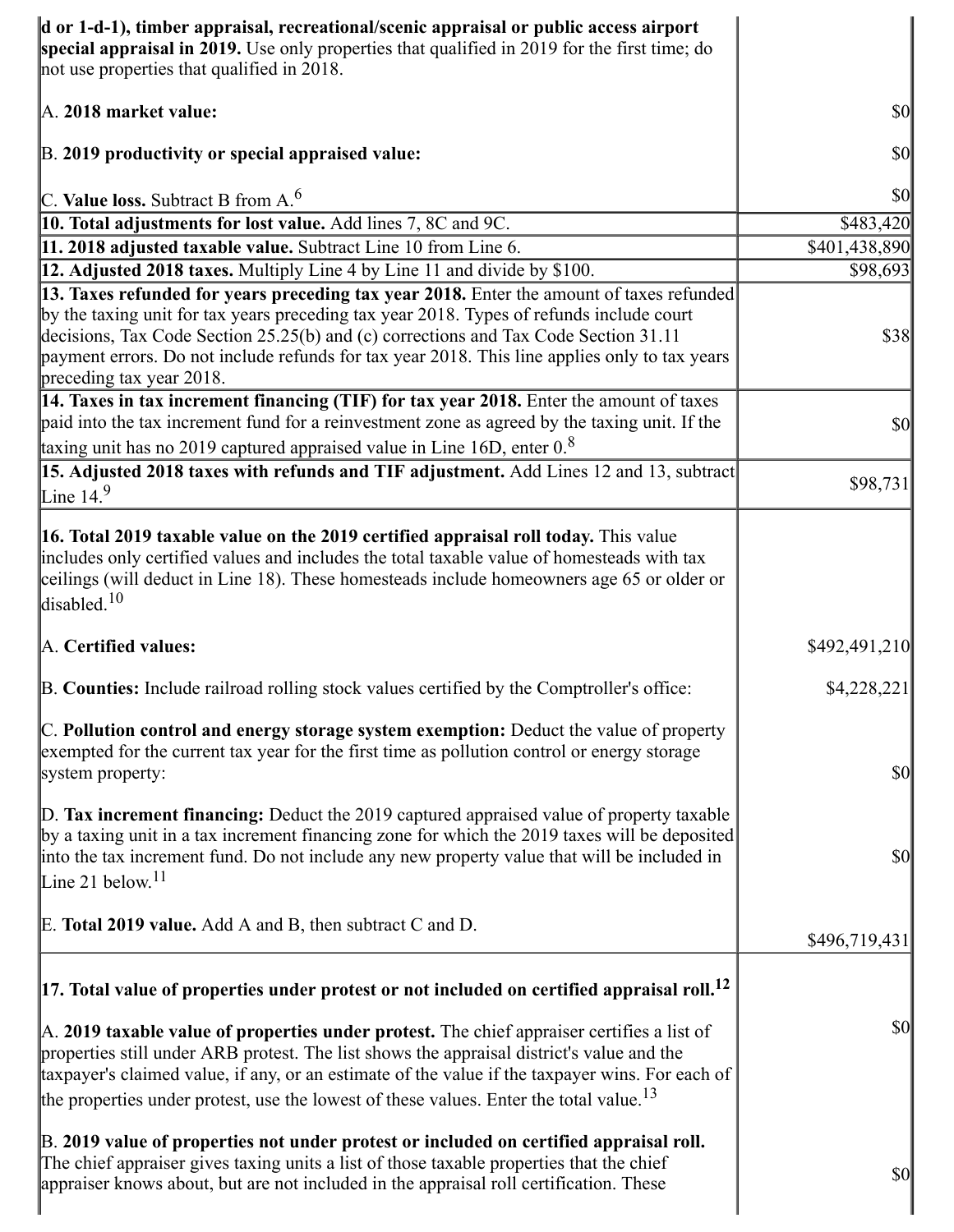| | |
|---|---|
| **d or 1-d-1), timber appraisal, recreational/scenic appraisal or public access airport special appraisal in 2019.** Use only properties that qualified in 2019 for the first time; do not use properties that qualified in 2018.<br><br>A. **2018 market value:**<br><br>B. **2019 productivity or special appraised value:**<br><br>C. **Value loss.** Subtract B from A.[6] | <br><br>$0<br><br>$0<br><br>$0 |
| **10. Total adjustments for lost value.** Add lines 7, 8C and 9C. | $483,420 |
| **11. 2018 adjusted taxable value.** Subtract Line 10 from Line 6. | $401,438,890 |
| **12. Adjusted 2018 taxes.** Multiply Line 4 by Line 11 and divide by $100. | $98,693 |
| **13. Taxes refunded for years preceding tax year 2018.** Enter the amount of taxes refunded by the taxing unit for tax years preceding tax year 2018. Types of refunds include court decisions, Tax Code Section 25.25(b) and (c) corrections and Tax Code Section 31.11 payment errors. Do not include refunds for tax year 2018. This line applies only to tax years preceding tax year 2018. | $38 |
| **14. Taxes in tax increment financing (TIF) for tax year 2018.** Enter the amount of taxes paid into the tax increment fund for a reinvestment zone as agreed by the taxing unit. If the taxing unit has no 2019 captured appraised value in Line 16D, enter 0.[8] | $0 |
| **15. Adjusted 2018 taxes with refunds and TIF adjustment.** Add Lines 12 and 13, subtract Line 14.[9] | $98,731 |
| **16. Total 2019 taxable value on the 2019 certified appraisal roll today.** This value includes only certified values and includes the total taxable value of homesteads with tax ceilings (will deduct in Line 18). These homesteads include homeowners age 65 or older or disabled.[10]<br><br>A. **Certified values:**<br><br>B. **Counties:** Include railroad rolling stock values certified by the Comptroller's office:<br><br>C. **Pollution control and energy storage system exemption:** Deduct the value of property exempted for the current tax year for the first time as pollution control or energy storage system property:<br><br>D. **Tax increment financing:** Deduct the 2019 captured appraised value of property taxable by a taxing unit in a tax increment financing zone for which the 2019 taxes will be deposited into the tax increment fund. Do not include any new property value that will be included in Line 21 below.[11]<br><br>E. **Total 2019 value.** Add A and B, then subtract C and D. | <br><br>$492,491,210<br><br>$4,228,221<br><br>$0<br><br>$0<br><br>$496,719,431 |
| **17. Total value of properties under protest or not included on certified appraisal roll.**[12]<br><br>A. **2019 taxable value of properties under protest.** The chief appraiser certifies a list of properties still under ARB protest. The list shows the appraisal district's value and the taxpayer's claimed value, if any, or an estimate of the value if the taxpayer wins. For each of the properties under protest, use the lowest of these values. Enter the total value.[13]<br><br>B. **2019 value of properties not under protest or included on certified appraisal roll.** The chief appraiser gives taxing units a list of those taxable properties that the chief appraiser knows about, but are not included in the appraisal roll certification. These | <br><br>$0<br><br>$0 |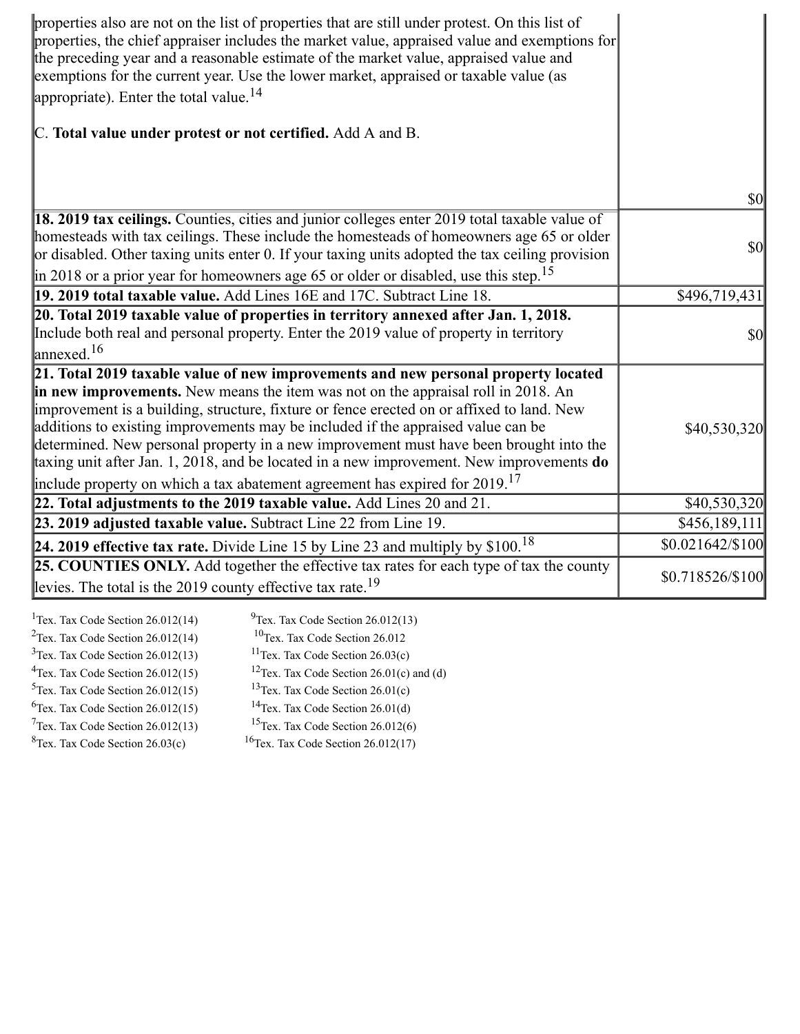| | |
|---|---|
| properties also are not on the list of properties that are still under protest. On this list of properties, the chief appraiser includes the market value, appraised value and exemptions for the preceding year and a reasonable estimate of the market value, appraised value and exemptions for the current year. Use the lower market, appraised or taxable value (as appropriate). Enter the total value.[14]<br><br>C. **Total value under protest or not certified.** Add A and B. | $0 |
| **18. 2019 tax ceilings.** Counties, cities and junior colleges enter 2019 total taxable value of homesteads with tax ceilings. These include the homesteads of homeowners age 65 or older or disabled. Other taxing units enter 0. If your taxing units adopted the tax ceiling provision in 2018 or a prior year for homeowners age 65 or older or disabled, use this step.[15] | $0 |
| **19. 2019 total taxable value.** Add Lines 16E and 17C. Subtract Line 18. | $496,719,431 |
| **20. Total 2019 taxable value of properties in territory annexed after Jan. 1, 2018.** Include both real and personal property. Enter the 2019 value of property in territory annexed.[16] | $0 |
| **21. Total 2019 taxable value of new improvements and new personal property located in new improvements.** New means the item was not on the appraisal roll in 2018. An improvement is a building, structure, fixture or fence erected on or affixed to land. New additions to existing improvements may be included if the appraised value can be determined. New personal property in a new improvement must have been brought into the taxing unit after Jan. 1, 2018, and be located in a new improvement. New improvements **do** include property on which a tax abatement agreement has expired for 2019.[17] | $40,530,320 |
| **22. Total adjustments to the 2019 taxable value.** Add Lines 20 and 21. | $40,530,320 |
| **23. 2019 adjusted taxable value.** Subtract Line 22 from Line 19. | $456,189,111 |
| **24. 2019 effective tax rate.** Divide Line 15 by Line 23 and multiply by $100.[18] | $0.021642/$100 |
| **25. COUNTIES ONLY.** Add together the effective tax rates for each type of tax the county levies. The total is the 2019 county effective tax rate.[19] | $0.718526/$100 |

[1]Tex. Tax Code Section 26.012(14)
[2]Tex. Tax Code Section 26.012(14)
[3]Tex. Tax Code Section 26.012(13)
[4]Tex. Tax Code Section 26.012(15)
[5]Tex. Tax Code Section 26.012(15)
[6]Tex. Tax Code Section 26.012(15)
[7]Tex. Tax Code Section 26.012(13)
[8]Tex. Tax Code Section 26.03(c)
[9]Tex. Tax Code Section 26.012(13)
[10]Tex. Tax Code Section 26.012
[11]Tex. Tax Code Section 26.03(c)
[12]Tex. Tax Code Section 26.01(c) and (d)
[13]Tex. Tax Code Section 26.01(c)
[14]Tex. Tax Code Section 26.01(d)
[15]Tex. Tax Code Section 26.012(6)
[16]Tex. Tax Code Section 26.012(17)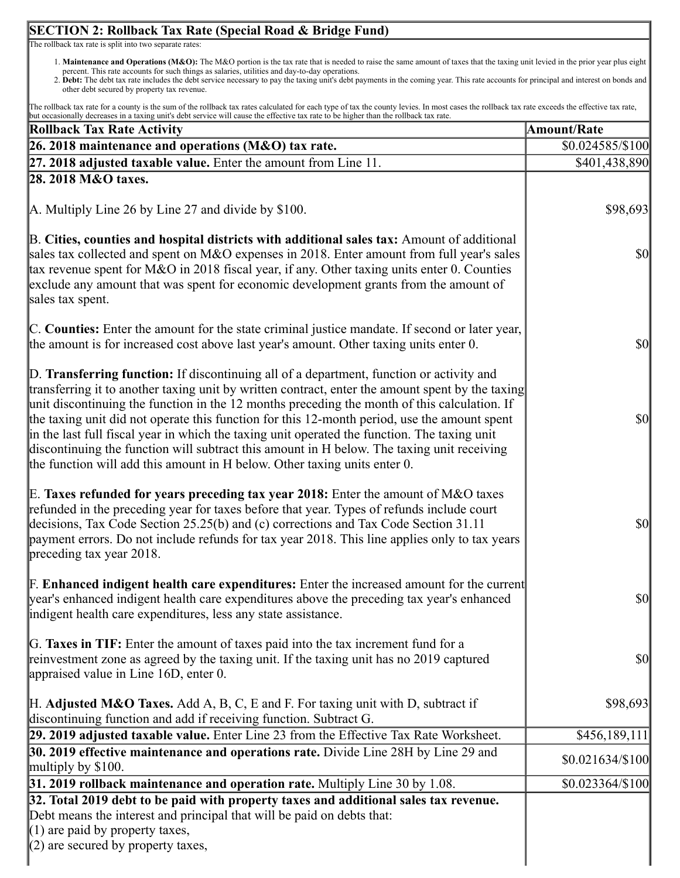## SECTION 2: Rollback Tax Rate (Special Road & Bridge Fund)

The rollback tax rate is split into two separate rates:

1. **Maintenance and Operations (M&O):** The M&O portion is the tax rate that is needed to raise the same amount of taxes that the taxing unit levied in the prior year plus eight percent. This rate accounts for such things as salaries, utilities and day-to-day operations.
2. **Debt:** The debt tax rate includes the debt service necessary to pay the taxing unit's debt payments in the coming year. This rate accounts for principal and interest on bonds and other debt secured by property tax revenue.

The rollback tax rate for a county is the sum of the rollback tax rates calculated for each type of tax the county levies. In most cases the rollback tax rate exceeds the effective tax rate, but occasionally decreases in a taxing unit's debt service will cause the effective tax rate to be higher than the rollback tax rate.

| Rollback Tax Rate Activity | Amount/Rate |
|---|---|
| **26. 2018 maintenance and operations (M&O) tax rate.** | $0.024585/$100 |
| **27. 2018 adjusted taxable value.** Enter the amount from Line 11. | $401,438,890 |
| **28. 2018 M&O taxes.** | |
| A. Multiply Line 26 by Line 27 and divide by $100. | $98,693 |
| B. **Cities, counties and hospital districts with additional sales tax:** Amount of additional sales tax collected and spent on M&O expenses in 2018. Enter amount from full year's sales tax revenue spent for M&O in 2018 fiscal year, if any. Other taxing units enter 0. Counties exclude any amount that was spent for economic development grants from the amount of sales tax spent. | $0 |
| C. **Counties:** Enter the amount for the state criminal justice mandate. If second or later year, the amount is for increased cost above last year's amount. Other taxing units enter 0. | $0 |
| D. **Transferring function:** If discontinuing all of a department, function or activity and transferring it to another taxing unit by written contract, enter the amount spent by the taxing unit discontinuing the function in the 12 months preceding the month of this calculation. If the taxing unit did not operate this function for this 12-month period, use the amount spent in the last full fiscal year in which the taxing unit operated the function. The taxing unit discontinuing the function will subtract this amount in H below. The taxing unit receiving the function will add this amount in H below. Other taxing units enter 0. | $0 |
| E. **Taxes refunded for years preceding tax year 2018:** Enter the amount of M&O taxes refunded in the preceding year for taxes before that year. Types of refunds include court decisions, Tax Code Section 25.25(b) and (c) corrections and Tax Code Section 31.11 payment errors. Do not include refunds for tax year 2018. This line applies only to tax years preceding tax year 2018. | $0 |
| F. **Enhanced indigent health care expenditures:** Enter the increased amount for the current year's enhanced indigent health care expenditures above the preceding tax year's enhanced indigent health care expenditures, less any state assistance. | $0 |
| G. **Taxes in TIF:** Enter the amount of taxes paid into the tax increment fund for a reinvestment zone as agreed by the taxing unit. If the taxing unit has no 2019 captured appraised value in Line 16D, enter 0. | $0 |
| H. **Adjusted M&O Taxes.** Add A, B, C, E and F. For taxing unit with D, subtract if discontinuing function and add if receiving function. Subtract G. | $98,693 |
| **29. 2019 adjusted taxable value.** Enter Line 23 from the Effective Tax Rate Worksheet. | $456,189,111 |
| **30. 2019 effective maintenance and operations rate.** Divide Line 28H by Line 29 and multiply by $100. | $0.021634/$100 |
| **31. 2019 rollback maintenance and operation rate.** Multiply Line 30 by 1.08. | $0.023364/$100 |
| **32. Total 2019 debt to be paid with property taxes and additional sales tax revenue.** Debt means the interest and principal that will be paid on debts that:<br>(1) are paid by property taxes,<br>(2) are secured by property taxes, | |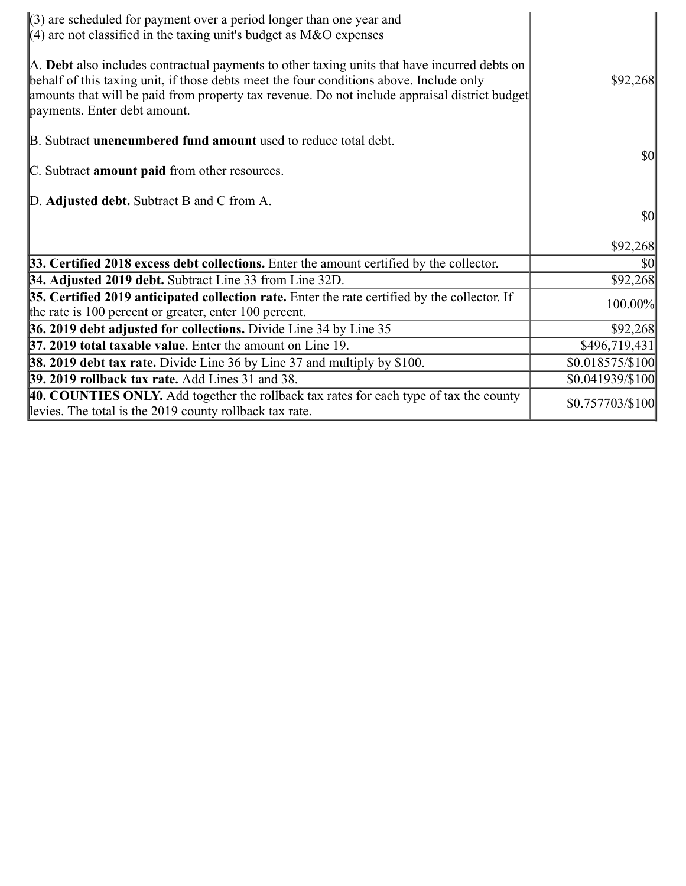| | |
|---|---|
| (3) are scheduled for payment over a period longer than one year and<br>(4) are not classified in the taxing unit's budget as M&O expenses<br><br>A. **Debt** also includes contractual payments to other taxing units that have incurred debts on behalf of this taxing unit, if those debts meet the four conditions above. Include only amounts that will be paid from property tax revenue. Do not include appraisal district budget payments. Enter debt amount.<br><br>B. Subtract **unencumbered fund amount** used to reduce total debt.<br><br>C. Subtract **amount paid** from other resources.<br><br>D. **Adjusted debt.** Subtract B and C from A. | $92,268<br><br>$0<br><br>$0<br><br>$92,268 |
| **33. Certified 2018 excess debt collections.** Enter the amount certified by the collector. | $0 |
| **34. Adjusted 2019 debt.** Subtract Line 33 from Line 32D. | $92,268 |
| **35. Certified 2019 anticipated collection rate.** Enter the rate certified by the collector. If the rate is 100 percent or greater, enter 100 percent. | 100.00% |
| **36. 2019 debt adjusted for collections.** Divide Line 34 by Line 35 | $92,268 |
| **37. 2019 total taxable value**. Enter the amount on Line 19. | $496,719,431 |
| **38. 2019 debt tax rate.** Divide Line 36 by Line 37 and multiply by $100. | $0.018575/$100 |
| **39. 2019 rollback tax rate.** Add Lines 31 and 38. | $0.041939/$100 |
| **40. COUNTIES ONLY.** Add together the rollback tax rates for each type of tax the county levies. The total is the 2019 county rollback tax rate. | $0.757703/$100 |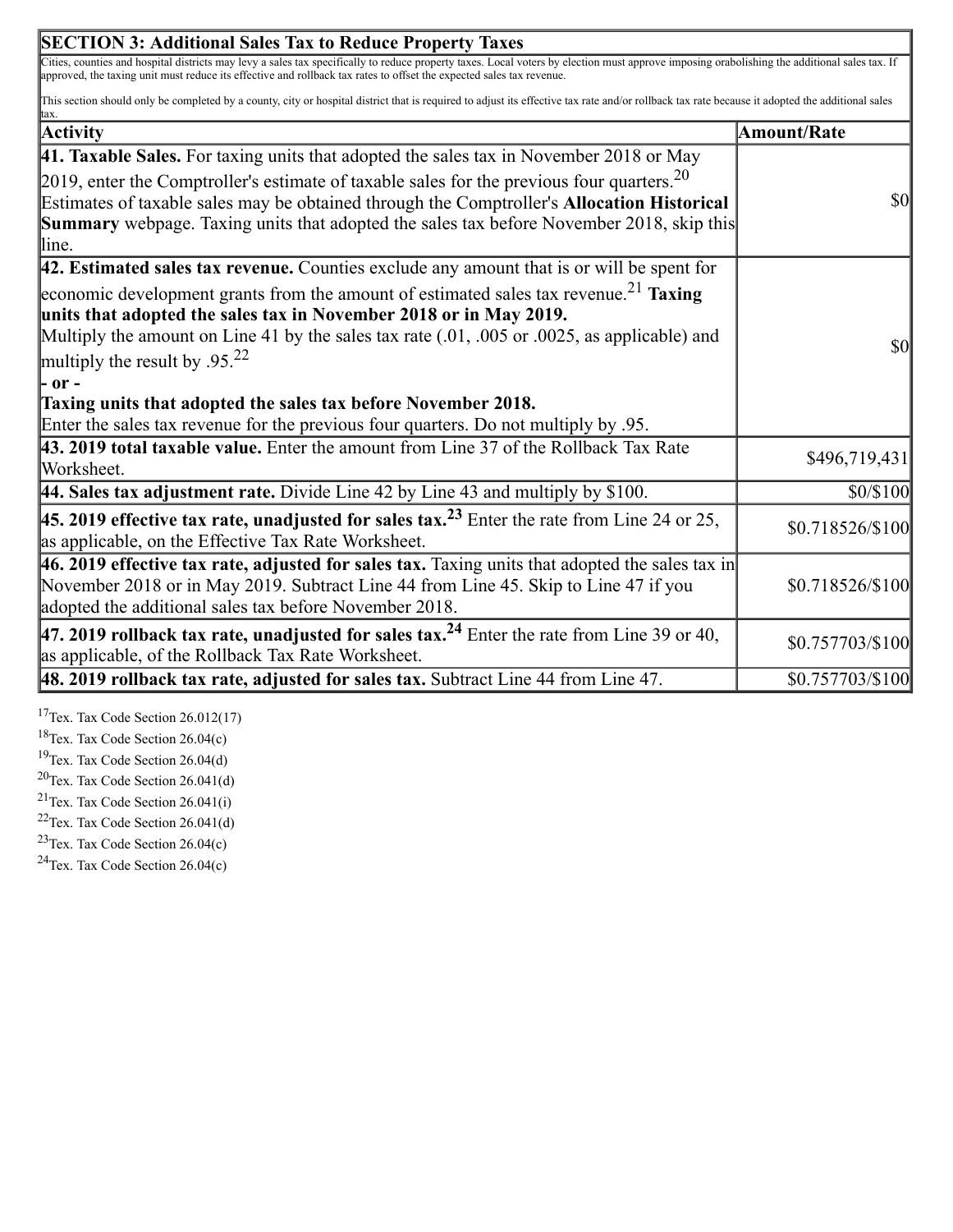| SECTION 3: Additional Sales Tax to Reduce Property Taxes | |
|---|---|
| Cities, counties and hospital districts may levy a sales tax specifically to reduce property taxes. Local voters by election must approve imposing orabolishing the additional sales tax. If approved, the taxing unit must reduce its effective and rollback tax rates to offset the expected sales tax revenue.<br><br>This section should only be completed by a county, city or hospital district that is required to adjust its effective tax rate and/or rollback tax rate because it adopted the additional sales tax. | |
| **Activity** | **Amount/Rate** |
| **41. Taxable Sales.** For taxing units that adopted the sales tax in November 2018 or May 2019, enter the Comptroller's estimate of taxable sales for the previous four quarters.[20] Estimates of taxable sales may be obtained through the Comptroller's **Allocation Historical Summary** webpage. Taxing units that adopted the sales tax before November 2018, skip this line. | $0 |
| **42. Estimated sales tax revenue.** Counties exclude any amount that is or will be spent for economic development grants from the amount of estimated sales tax revenue.[21] **Taxing units that adopted the sales tax in November 2018 or in May 2019.** Multiply the amount on Line 41 by the sales tax rate (.01, .005 or .0025, as applicable) and multiply the result by .95.[22]<br>**- or -**<br>**Taxing units that adopted the sales tax before November 2018.** Enter the sales tax revenue for the previous four quarters. Do not multiply by .95. | $0 |
| **43. 2019 total taxable value.** Enter the amount from Line 37 of the Rollback Tax Rate Worksheet. | $496,719,431 |
| **44. Sales tax adjustment rate.** Divide Line 42 by Line 43 and multiply by $100. | $0/$100 |
| **45. 2019 effective tax rate, unadjusted for sales tax.[23]** Enter the rate from Line 24 or 25, as applicable, on the Effective Tax Rate Worksheet. | $0.718526/$100 |
| **46. 2019 effective tax rate, adjusted for sales tax.** Taxing units that adopted the sales tax in November 2018 or in May 2019. Subtract Line 44 from Line 45. Skip to Line 47 if you adopted the additional sales tax before November 2018. | $0.718526/$100 |
| **47. 2019 rollback tax rate, unadjusted for sales tax.[24]** Enter the rate from Line 39 or 40, as applicable, of the Rollback Tax Rate Worksheet. | $0.757703/$100 |
| **48. 2019 rollback tax rate, adjusted for sales tax.** Subtract Line 44 from Line 47. | $0.757703/$100 |

[17]Tex. Tax Code Section 26.012(17)
[18]Tex. Tax Code Section 26.04(c)
[19]Tex. Tax Code Section 26.04(d)
[20]Tex. Tax Code Section 26.041(d)
[21]Tex. Tax Code Section 26.041(i)
[22]Tex. Tax Code Section 26.041(d)
[23]Tex. Tax Code Section 26.04(c)
[24]Tex. Tax Code Section 26.04(c)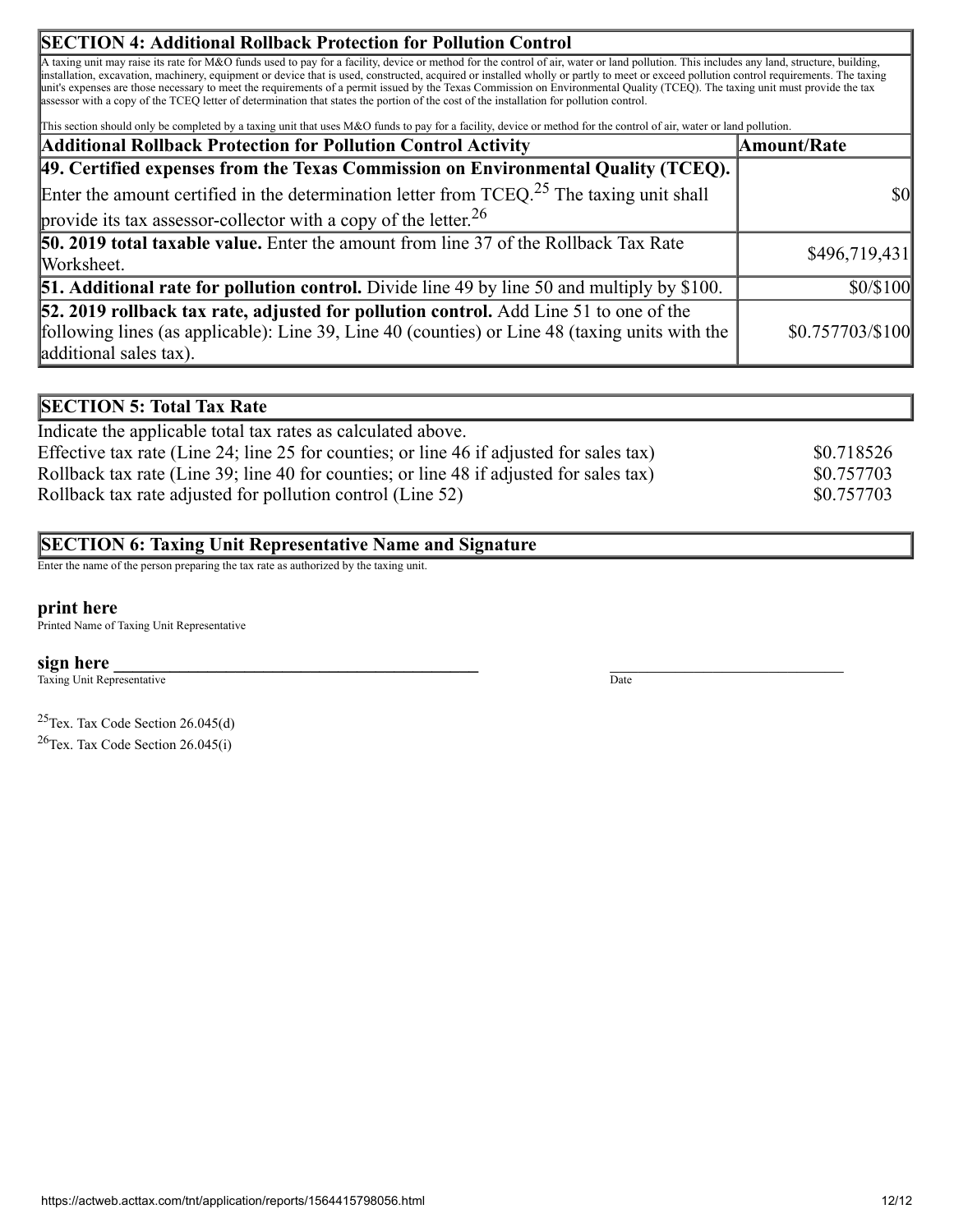## SECTION 4: Additional Rollback Protection for Pollution Control

A taxing unit may raise its rate for M&O funds used to pay for a facility, device or method for the control of air, water or land pollution. This includes any land, structure, building, installation, excavation, machinery, equipment or device that is used, constructed, acquired or installed wholly or partly to meet or exceed pollution control requirements. The taxing unit's expenses are those necessary to meet the requirements of a permit issued by the Texas Commission on Environmental Quality (TCEQ). The taxing unit must provide the tax assessor with a copy of the TCEQ letter of determination that states the portion of the cost of the installation for pollution control.

This section should only be completed by a taxing unit that uses M&O funds to pay for a facility, device or method for the control of air, water or land pollution.

| Additional Rollback Protection for Pollution Control Activity | Amount/Rate |
|---|---|
| **49. Certified expenses from the Texas Commission on Environmental Quality (TCEQ).** Enter the amount certified in the determination letter from TCEQ.[25] The taxing unit shall provide its tax assessor-collector with a copy of the letter.[26] | $0 |
| **50. 2019 total taxable value.** Enter the amount from line 37 of the Rollback Tax Rate Worksheet. | $496,719,431 |
| **51. Additional rate for pollution control.** Divide line 49 by line 50 and multiply by $100. | $0/$100 |
| **52. 2019 rollback tax rate, adjusted for pollution control.** Add Line 51 to one of the following lines (as applicable): Line 39, Line 40 (counties) or Line 48 (taxing units with the additional sales tax). | $0.757703/$100 |

## SECTION 5: Total Tax Rate

Indicate the applicable total tax rates as calculated above.

| | |
|---|---|
| Effective tax rate (Line 24; line 25 for counties; or line 46 if adjusted for sales tax) | $0.718526 |
| Rollback tax rate (Line 39; line 40 for counties; or line 48 if adjusted for sales tax) | $0.757703 |
| Rollback tax rate adjusted for pollution control (Line 52) | $0.757703 |

## SECTION 6: Taxing Unit Representative Name and Signature

Enter the name of the person preparing the tax rate as authorized by the taxing unit.

**print here**
Printed Name of Taxing Unit Representative

**sign here** ________________________________________ ____________________________
Taxing Unit Representative Date

[25]Tex. Tax Code Section 26.045(d)
[26]Tex. Tax Code Section 26.045(i)